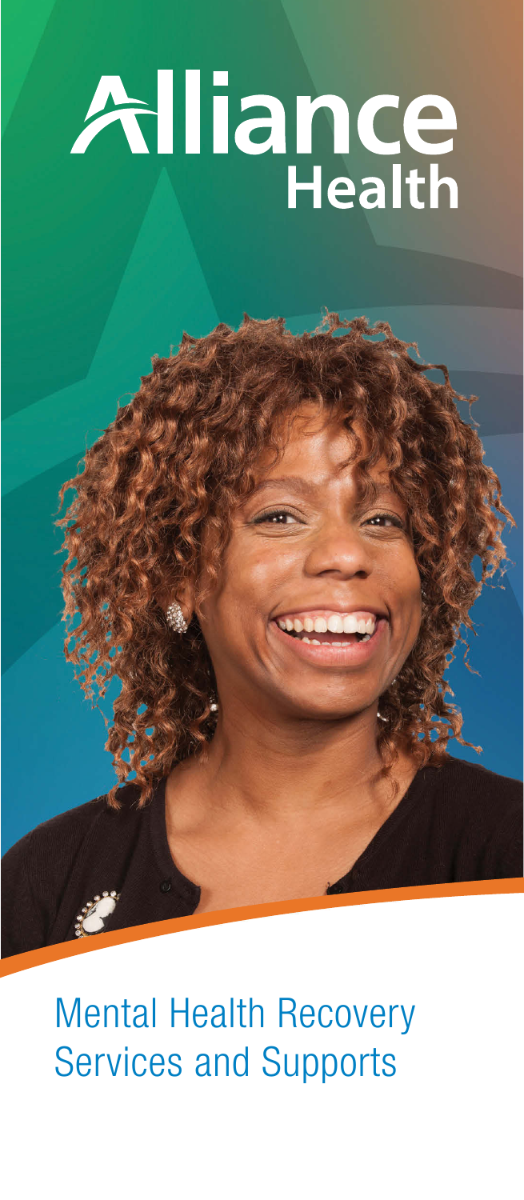# Alliance Health

## Mental Health Recovery Services and Supports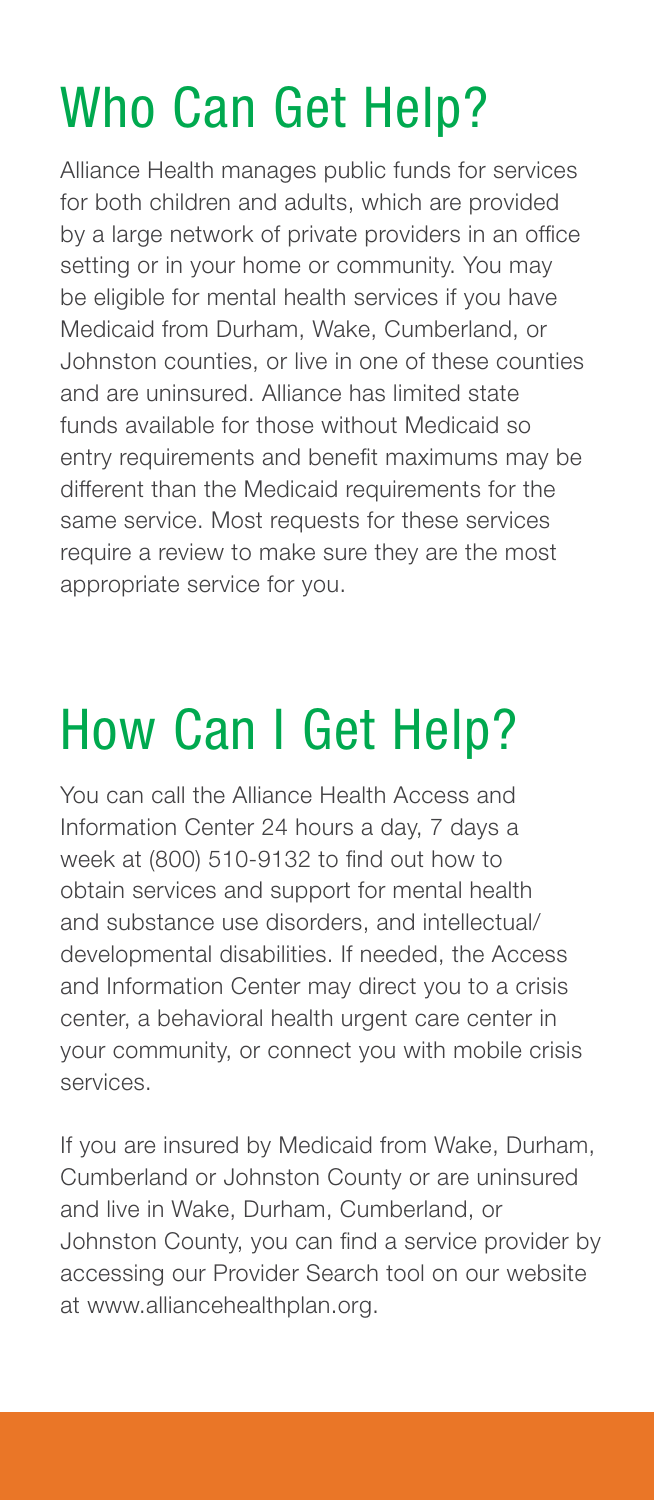# Who Can Get Help?

Alliance Health manages public funds for services for both children and adults, which are provided by a large network of private providers in an office setting or in your home or community. You may be eligible for mental health services if you have Medicaid from Durham, Wake, Cumberland, or Johnston counties, or live in one of these counties and are uninsured. Alliance has limited state funds available for those without Medicaid so entry requirements and benefit maximums may be different than the Medicaid requirements for the same service. Most requests for these services require a review to make sure they are the most appropriate service for you.

# How Can I Get Help?

You can call the Alliance Health Access and Information Center 24 hours a day, 7 days a week at (800) 510-9132 to find out how to obtain services and support for mental health and substance use disorders, and intellectual/ developmental disabilities. If needed, the Access and Information Center may direct you to a crisis center, a behavioral health urgent care center in your community, or connect you with mobile crisis services.

If you are insured by Medicaid from Wake, Durham, Cumberland or Johnston County or are uninsured and live in Wake, Durham, Cumberland, or Johnston County, you can find a service provider by accessing our Provider Search tool on our website at www.alliancehealthplan.org.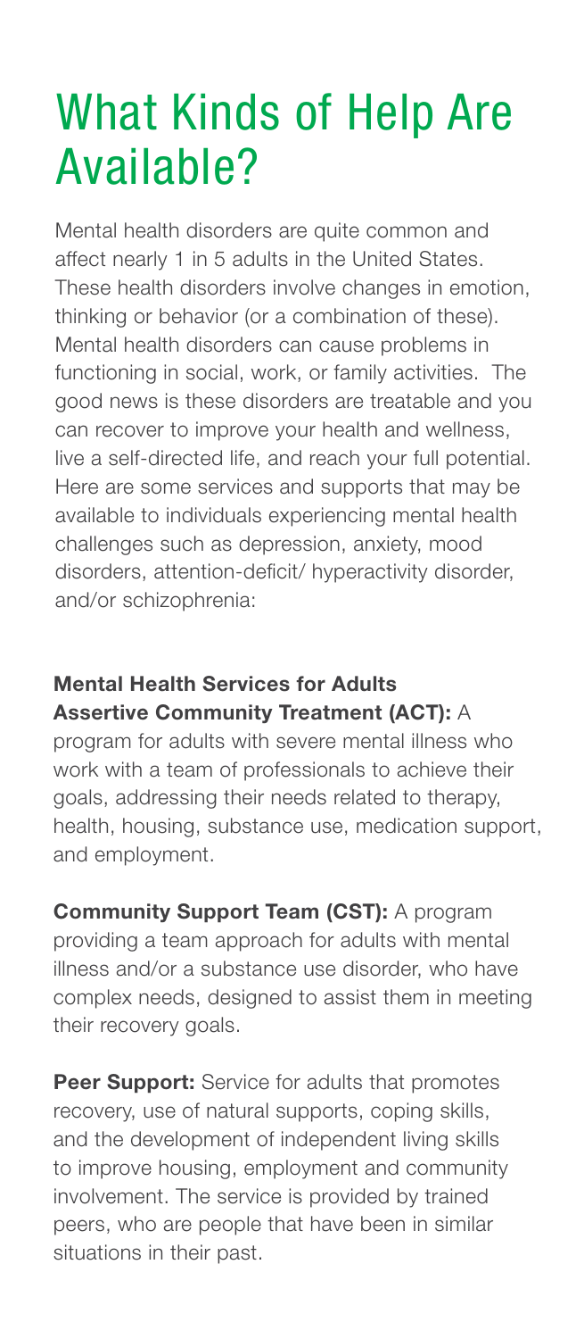# What Kinds of Help Are Available?

Mental health disorders are quite common and affect nearly 1 in 5 adults in the United States. These health disorders involve changes in emotion, thinking or behavior (or a combination of these). Mental health disorders can cause problems in functioning in social, work, or family activities. The good news is these disorders are treatable and you can recover to improve your health and wellness, live a self-directed life, and reach your full potential. Here are some services and supports that may be available to individuals experiencing mental health challenges such as depression, anxiety, mood disorders, attention-deficit/ hyperactivity disorder, and/or schizophrenia:

**Mental Health Services for Adults**

**Assertive Community Treatment (ACT):** A program for adults with severe mental illness who work with a team of professionals to achieve their goals, addressing their needs related to therapy, health, housing, substance use, medication support, and employment.

**Community Support Team (CST):** A program providing a team approach for adults with mental illness and/or a substance use disorder, who have complex needs, designed to assist them in meeting their recovery goals.

**Peer Support:** Service for adults that promotes recovery, use of natural supports, coping skills, and the development of independent living skills to improve housing, employment and community involvement. The service is provided by trained peers, who are people that have been in similar situations in their past.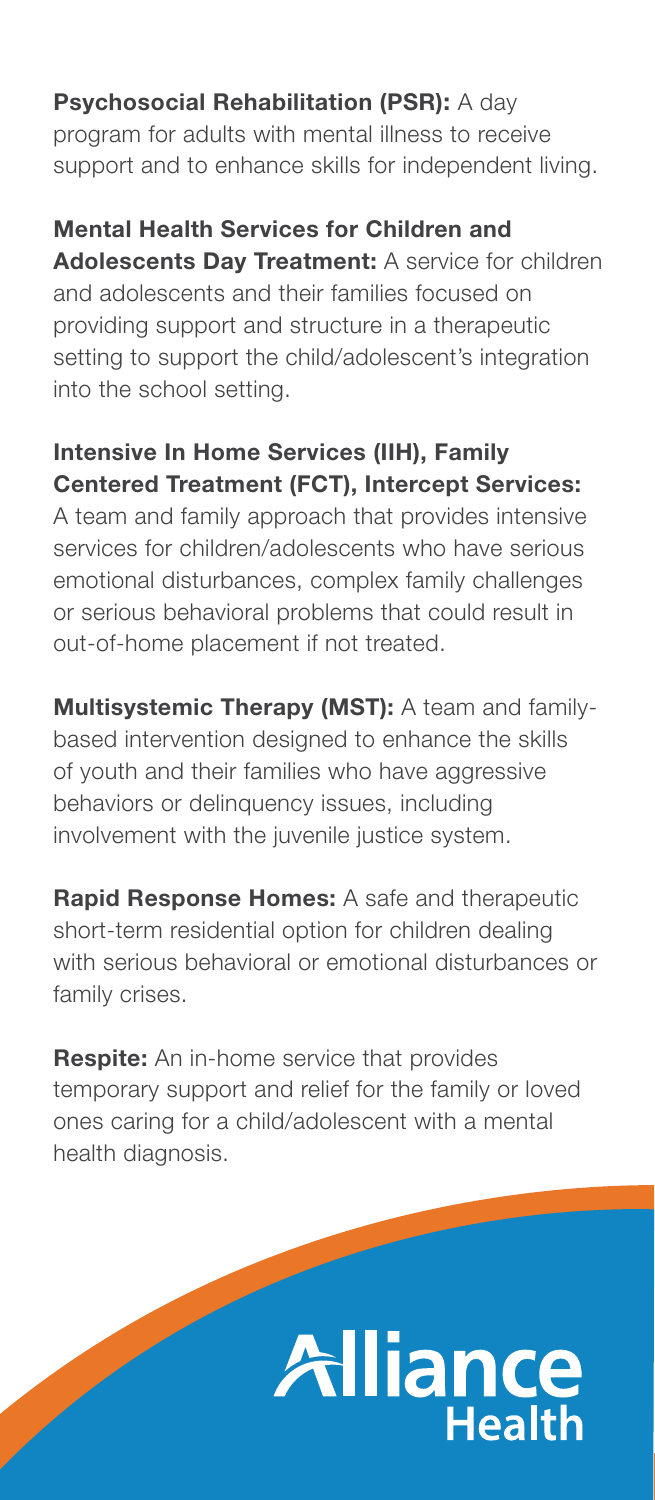**Psychosocial Rehabilitation (PSR):** A day program for adults with mental illness to receive support and to enhance skills for independent living.

**Mental Health Services for Children and Adolescents Day Treatment:** A service for children and adolescents and their families focused on providing support and structure in a therapeutic setting to support the child/adolescent's integration into the school setting.

**Intensive In Home Services (IIH), Family Centered Treatment (FCT), Intercept Services:** A team and family approach that provides intensive services for children/adolescents who have serious emotional disturbances, complex family challenges or serious behavioral problems that could result in out-of-home placement if not treated.

**Multisystemic Therapy (MST):** A team and family-based intervention designed to enhance the skills of youth and their families who have aggressive behaviors or delinquency issues, including involvement with the juvenile justice system.

**Rapid Response Homes:** A safe and therapeutic short-term residential option for children dealing with serious behavioral or emotional disturbances or family crises.

**Respite:** An in-home service that provides temporary support and relief for the family or loved ones caring for a child/adolescent with a mental health diagnosis.

Alliance Health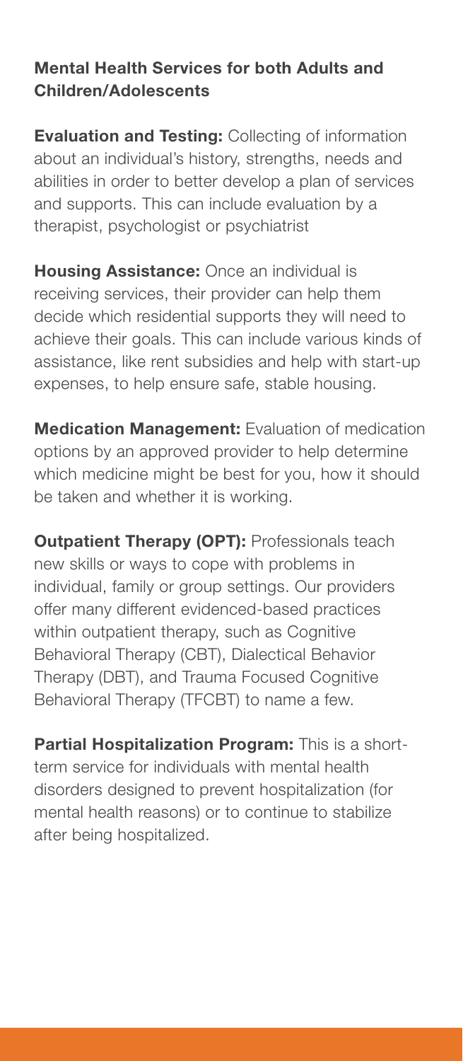## Mental Health Services for both Adults and Children/Adolescents

**Evaluation and Testing:** Collecting of information about an individual's history, strengths, needs and abilities in order to better develop a plan of services and supports. This can include evaluation by a therapist, psychologist or psychiatrist

**Housing Assistance:** Once an individual is receiving services, their provider can help them decide which residential supports they will need to achieve their goals. This can include various kinds of assistance, like rent subsidies and help with start-up expenses, to help ensure safe, stable housing.

**Medication Management:** Evaluation of medication options by an approved provider to help determine which medicine might be best for you, how it should be taken and whether it is working.

**Outpatient Therapy (OPT):** Professionals teach new skills or ways to cope with problems in individual, family or group settings. Our providers offer many different evidenced-based practices within outpatient therapy, such as Cognitive Behavioral Therapy (CBT), Dialectical Behavior Therapy (DBT), and Trauma Focused Cognitive Behavioral Therapy (TFCBT) to name a few.

**Partial Hospitalization Program:** This is a short-term service for individuals with mental health disorders designed to prevent hospitalization (for mental health reasons) or to continue to stabilize after being hospitalized.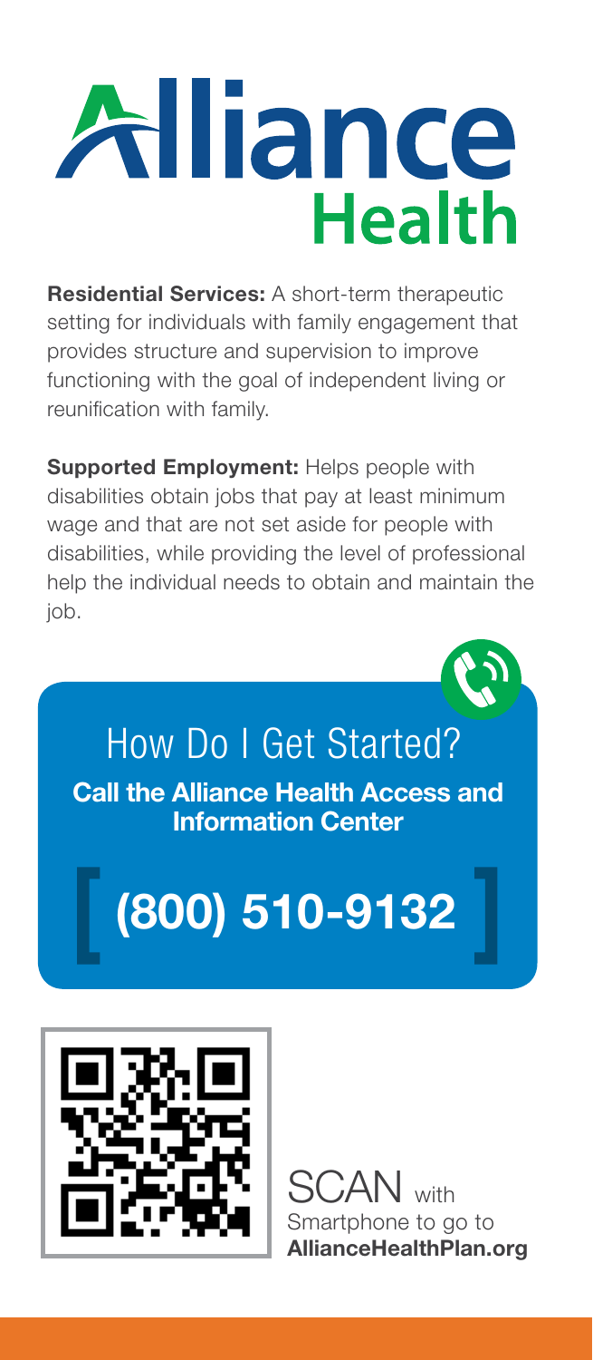# Alliance Health

**Residential Services:** A short-term therapeutic setting for individuals with family engagement that provides structure and supervision to improve functioning with the goal of independent living or reunification with family.

**Supported Employment:** Helps people with disabilities obtain jobs that pay at least minimum wage and that are not set aside for people with disabilities, while providing the level of professional help the individual needs to obtain and maintain the job.

## How Do I Get Started?

**Call the Alliance Health Access and Information Center**

**(800) 510-9132**

SCAN with Smartphone to go to **AllianceHealthPlan.org**